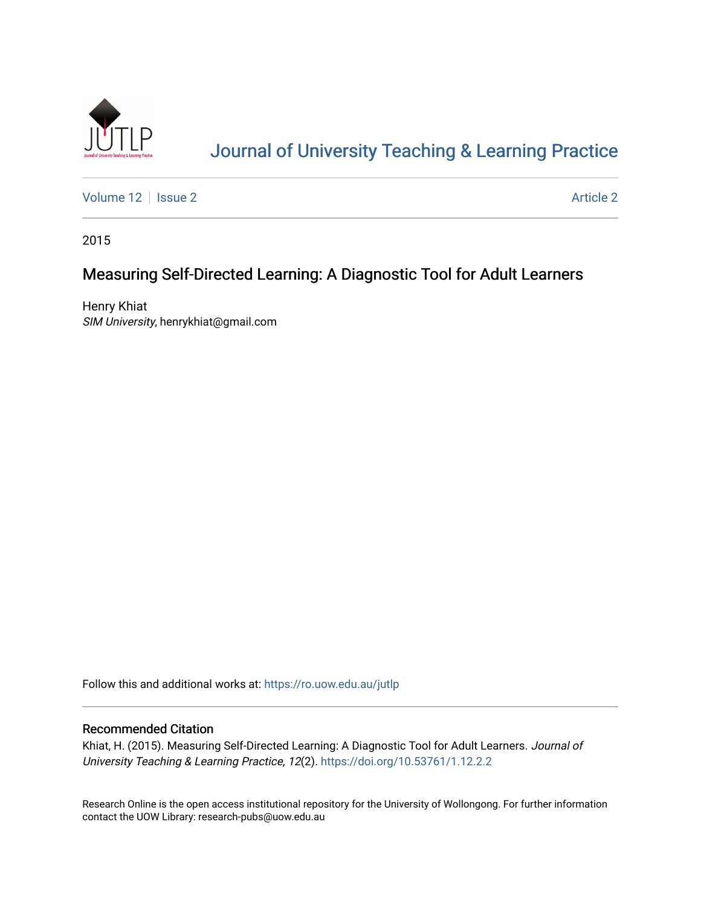# Journal of University Teaching & Learning Practice

Volume 12 | Issue 2 | Article 2

2015

## Measuring Self-Directed Learning: A Diagnostic Tool for Adult Learners

Henry Khiat
*SIM University*, henrykhiat@gmail.com

Follow this and additional works at: https://ro.uow.edu.au/jutlp

### Recommended Citation

Khiat, H. (2015). Measuring Self-Directed Learning: A Diagnostic Tool for Adult Learners. *Journal of University Teaching & Learning Practice, 12*(2). https://doi.org/10.53761/1.12.2.2

Research Online is the open access institutional repository for the University of Wollongong. For further information contact the UOW Library: research-pubs@uow.edu.au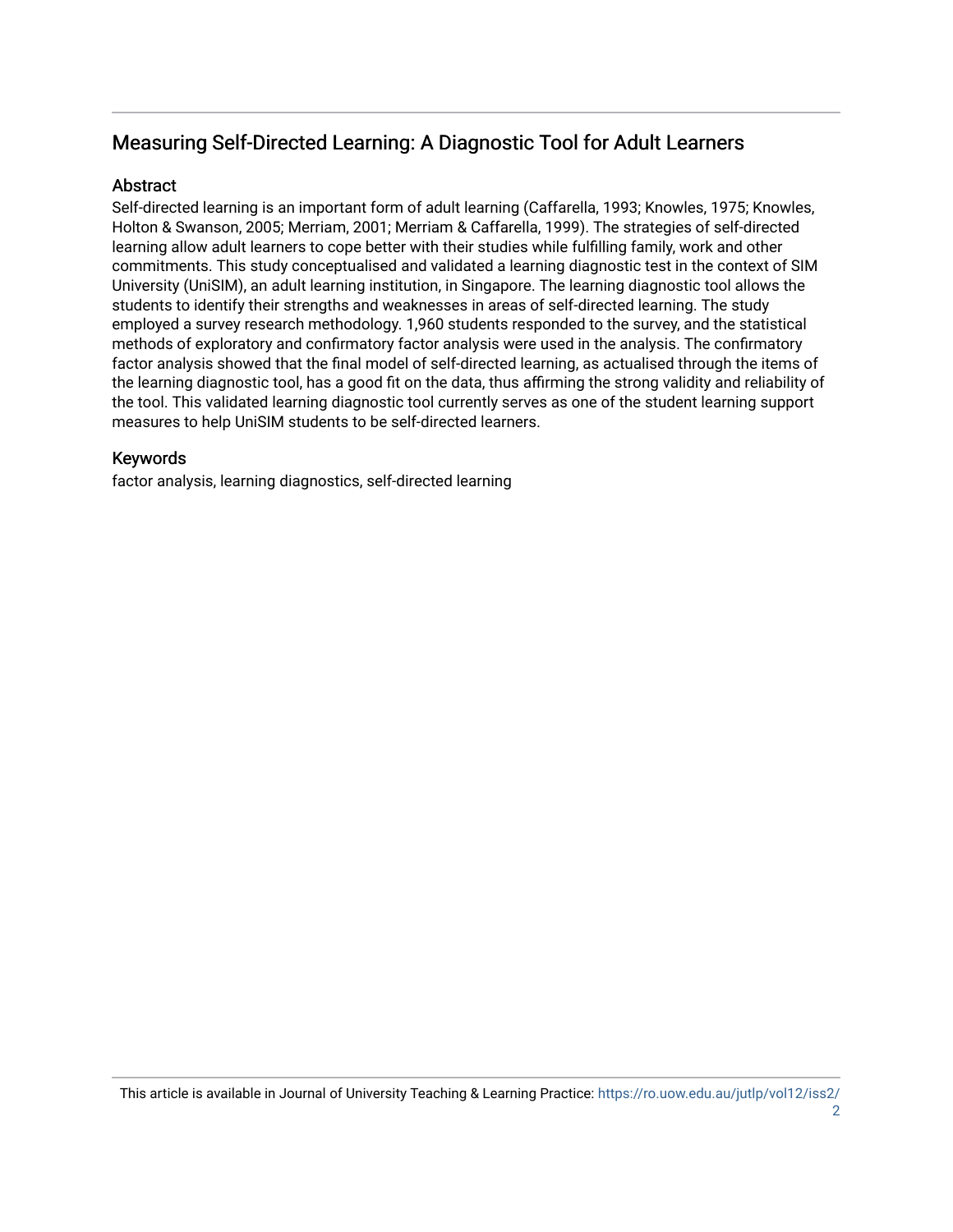# Measuring Self-Directed Learning: A Diagnostic Tool for Adult Learners

## Abstract

Self-directed learning is an important form of adult learning (Caffarella, 1993; Knowles, 1975; Knowles, Holton & Swanson, 2005; Merriam, 2001; Merriam & Caffarella, 1999). The strategies of self-directed learning allow adult learners to cope better with their studies while fulfilling family, work and other commitments. This study conceptualised and validated a learning diagnostic test in the context of SIM University (UniSIM), an adult learning institution, in Singapore. The learning diagnostic tool allows the students to identify their strengths and weaknesses in areas of self-directed learning. The study employed a survey research methodology. 1,960 students responded to the survey, and the statistical methods of exploratory and confirmatory factor analysis were used in the analysis. The confirmatory factor analysis showed that the final model of self-directed learning, as actualised through the items of the learning diagnostic tool, has a good fit on the data, thus affirming the strong validity and reliability of the tool. This validated learning diagnostic tool currently serves as one of the student learning support measures to help UniSIM students to be self-directed learners.

## Keywords

factor analysis, learning diagnostics, self-directed learning

This article is available in Journal of University Teaching & Learning Practice: https://ro.uow.edu.au/jutlp/vol12/iss2/2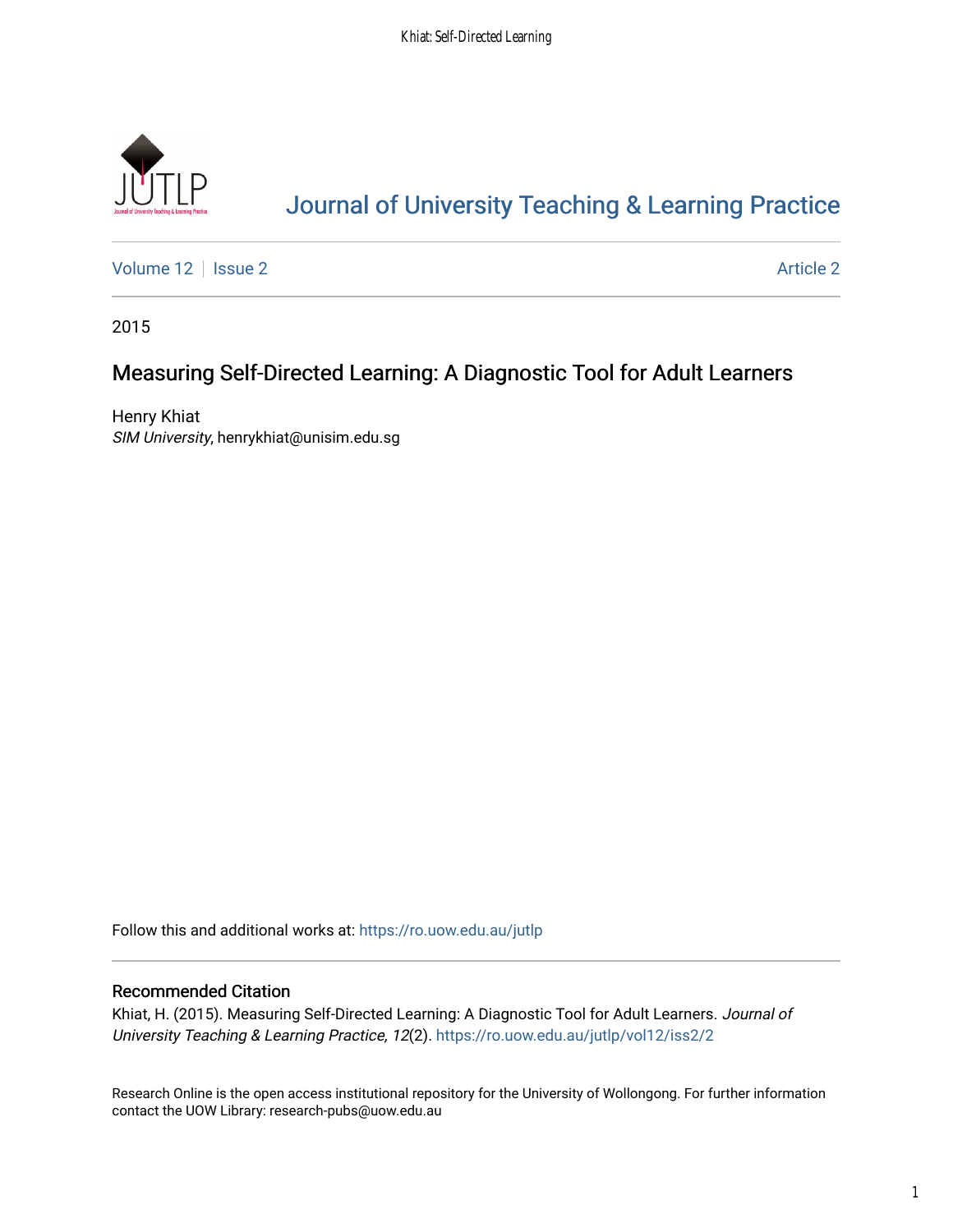# Journal of University Teaching & Learning Practice

Volume 12 | Issue 2 Article 2

2015

## Measuring Self-Directed Learning: A Diagnostic Tool for Adult Learners

Henry Khiat
*SIM University*, henrykhiat@unisim.edu.sg

Follow this and additional works at: https://ro.uow.edu.au/jutlp

### Recommended Citation

Khiat, H. (2015). Measuring Self-Directed Learning: A Diagnostic Tool for Adult Learners. *Journal of University Teaching & Learning Practice, 12*(2). https://ro.uow.edu.au/jutlp/vol12/iss2/2

Research Online is the open access institutional repository for the University of Wollongong. For further information contact the UOW Library: research-pubs@uow.edu.au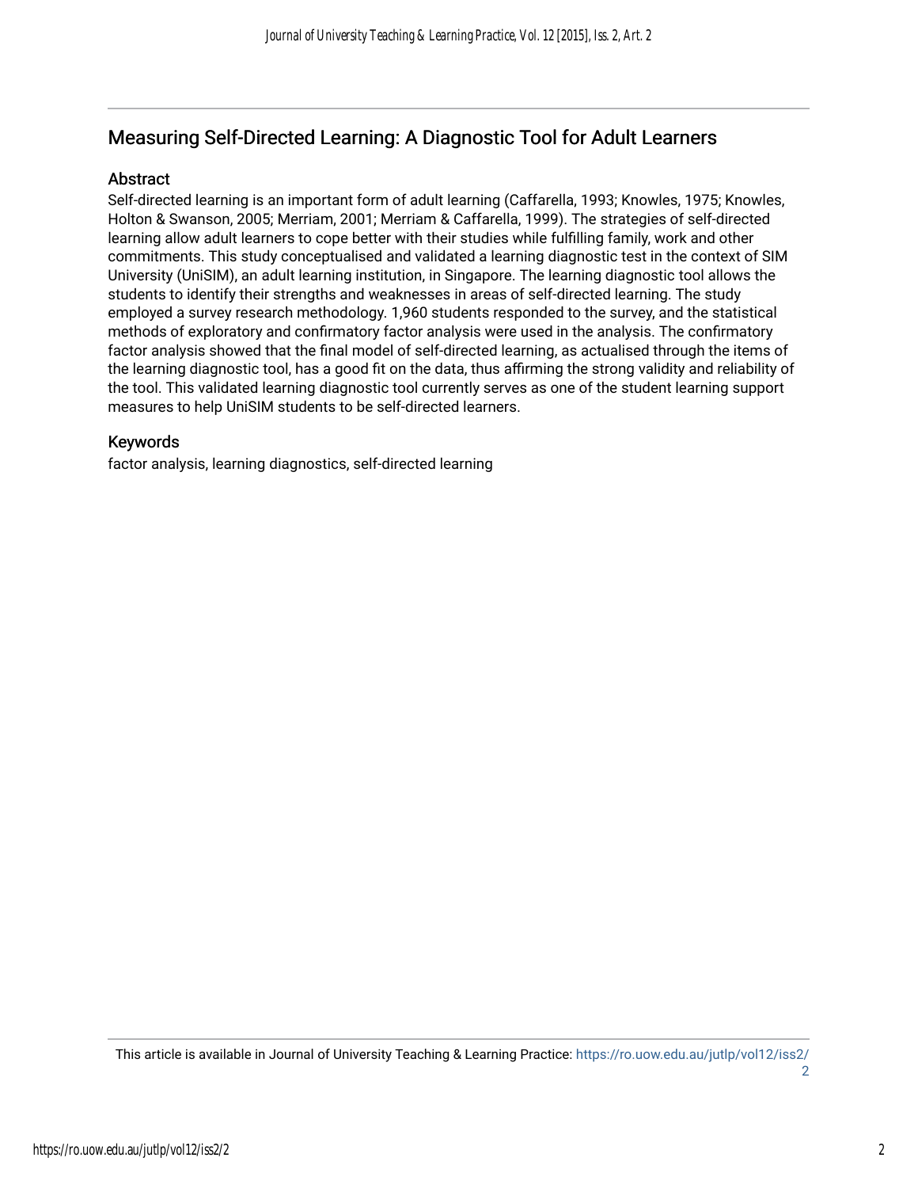## Measuring Self-Directed Learning: A Diagnostic Tool for Adult Learners

### Abstract

Self-directed learning is an important form of adult learning (Caffarella, 1993; Knowles, 1975; Knowles, Holton & Swanson, 2005; Merriam, 2001; Merriam & Caffarella, 1999). The strategies of self-directed learning allow adult learners to cope better with their studies while fulfilling family, work and other commitments. This study conceptualised and validated a learning diagnostic test in the context of SIM University (UniSIM), an adult learning institution, in Singapore. The learning diagnostic tool allows the students to identify their strengths and weaknesses in areas of self-directed learning. The study employed a survey research methodology. 1,960 students responded to the survey, and the statistical methods of exploratory and confirmatory factor analysis were used in the analysis. The confirmatory factor analysis showed that the final model of self-directed learning, as actualised through the items of the learning diagnostic tool, has a good fit on the data, thus affirming the strong validity and reliability of the tool. This validated learning diagnostic tool currently serves as one of the student learning support measures to help UniSIM students to be self-directed learners.

### Keywords

factor analysis, learning diagnostics, self-directed learning

This article is available in Journal of University Teaching & Learning Practice: https://ro.uow.edu.au/jutlp/vol12/iss2/2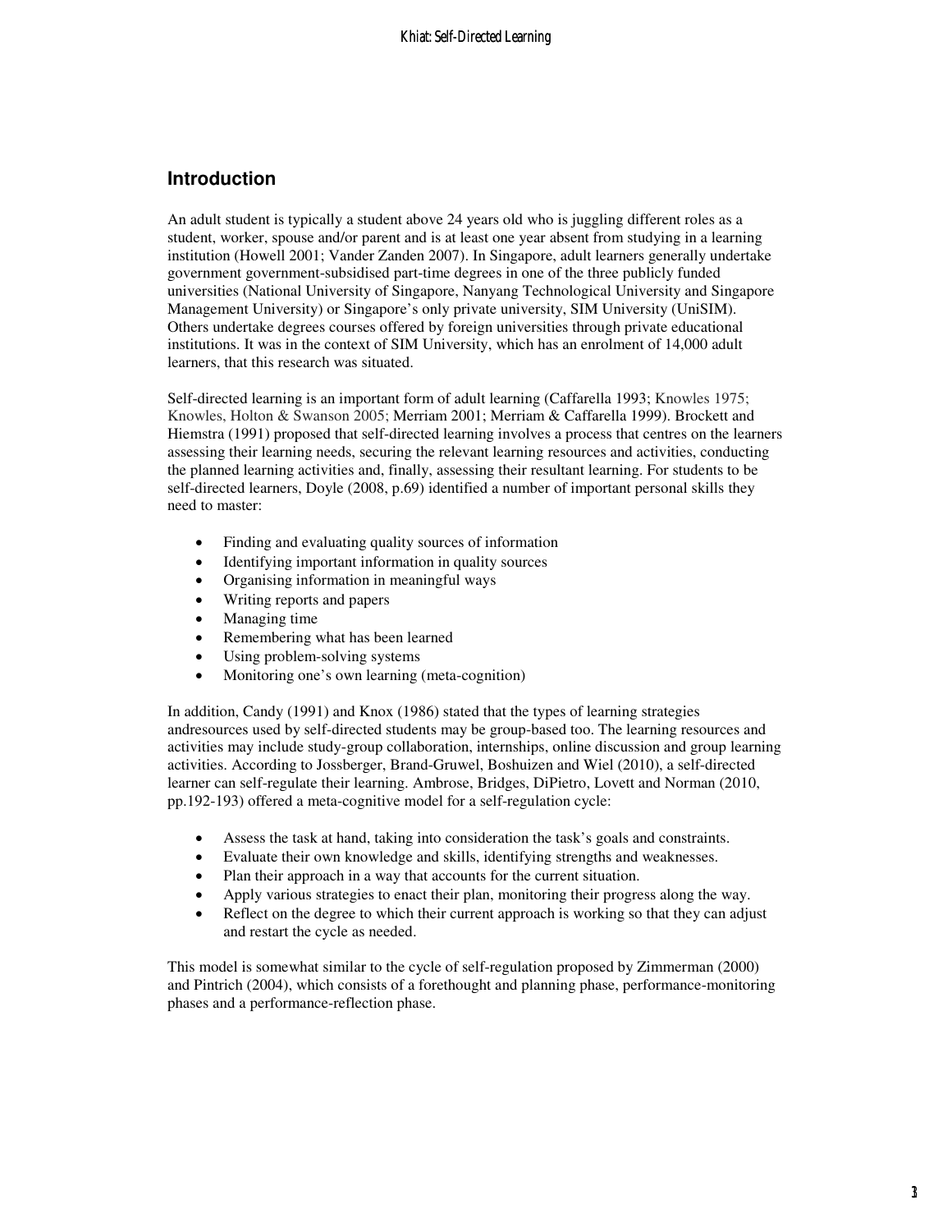## Introduction

An adult student is typically a student above 24 years old who is juggling different roles as a student, worker, spouse and/or parent and is at least one year absent from studying in a learning institution (Howell 2001; Vander Zanden 2007). In Singapore, adult learners generally undertake government government-subsidised part-time degrees in one of the three publicly funded universities (National University of Singapore, Nanyang Technological University and Singapore Management University) or Singapore's only private university, SIM University (UniSIM). Others undertake degrees courses offered by foreign universities through private educational institutions. It was in the context of SIM University, which has an enrolment of 14,000 adult learners, that this research was situated.

Self-directed learning is an important form of adult learning (Caffarella 1993; Knowles 1975; Knowles, Holton & Swanson 2005; Merriam 2001; Merriam & Caffarella 1999). Brockett and Hiemstra (1991) proposed that self-directed learning involves a process that centres on the learners assessing their learning needs, securing the relevant learning resources and activities, conducting the planned learning activities and, finally, assessing their resultant learning. For students to be self-directed learners, Doyle (2008, p.69) identified a number of important personal skills they need to master:

- Finding and evaluating quality sources of information
- Identifying important information in quality sources
- Organising information in meaningful ways
- Writing reports and papers
- Managing time
- Remembering what has been learned
- Using problem-solving systems
- Monitoring one's own learning (meta-cognition)

In addition, Candy (1991) and Knox (1986) stated that the types of learning strategies andresources used by self-directed students may be group-based too. The learning resources and activities may include study-group collaboration, internships, online discussion and group learning activities. According to Jossberger, Brand-Gruwel, Boshuizen and Wiel (2010), a self-directed learner can self-regulate their learning. Ambrose, Bridges, DiPietro, Lovett and Norman (2010, pp.192-193) offered a meta-cognitive model for a self-regulation cycle:

- Assess the task at hand, taking into consideration the task's goals and constraints.
- Evaluate their own knowledge and skills, identifying strengths and weaknesses.
- Plan their approach in a way that accounts for the current situation.
- Apply various strategies to enact their plan, monitoring their progress along the way.
- Reflect on the degree to which their current approach is working so that they can adjust and restart the cycle as needed.

This model is somewhat similar to the cycle of self-regulation proposed by Zimmerman (2000) and Pintrich (2004), which consists of a forethought and planning phase, performance-monitoring phases and a performance-reflection phase.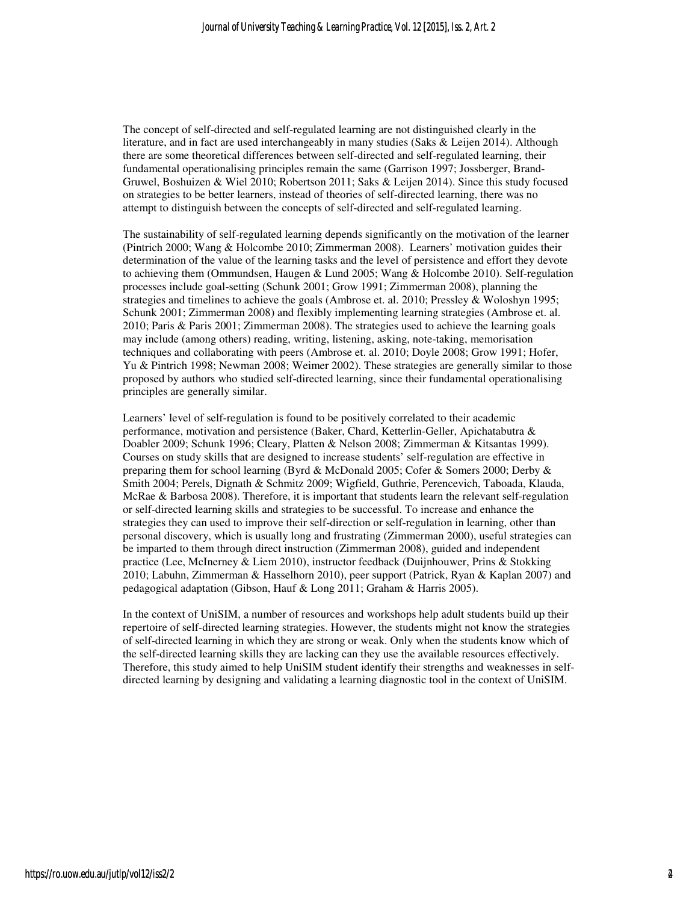The concept of self-directed and self-regulated learning are not distinguished clearly in the literature, and in fact are used interchangeably in many studies (Saks & Leijen 2014). Although there are some theoretical differences between self-directed and self-regulated learning, their fundamental operationalising principles remain the same (Garrison 1997; Jossberger, Brand-Gruwel, Boshuizen & Wiel 2010; Robertson 2011; Saks & Leijen 2014). Since this study focused on strategies to be better learners, instead of theories of self-directed learning, there was no attempt to distinguish between the concepts of self-directed and self-regulated learning.

The sustainability of self-regulated learning depends significantly on the motivation of the learner (Pintrich 2000; Wang & Holcombe 2010; Zimmerman 2008). Learners' motivation guides their determination of the value of the learning tasks and the level of persistence and effort they devote to achieving them (Ommundsen, Haugen & Lund 2005; Wang & Holcombe 2010). Self-regulation processes include goal-setting (Schunk 2001; Grow 1991; Zimmerman 2008), planning the strategies and timelines to achieve the goals (Ambrose et. al. 2010; Pressley & Woloshyn 1995; Schunk 2001; Zimmerman 2008) and flexibly implementing learning strategies (Ambrose et. al. 2010; Paris & Paris 2001; Zimmerman 2008). The strategies used to achieve the learning goals may include (among others) reading, writing, listening, asking, note-taking, memorisation techniques and collaborating with peers (Ambrose et. al. 2010; Doyle 2008; Grow 1991; Hofer, Yu & Pintrich 1998; Newman 2008; Weimer 2002). These strategies are generally similar to those proposed by authors who studied self-directed learning, since their fundamental operationalising principles are generally similar.

Learners' level of self-regulation is found to be positively correlated to their academic performance, motivation and persistence (Baker, Chard, Ketterlin-Geller, Apichatabutra & Doabler 2009; Schunk 1996; Cleary, Platten & Nelson 2008; Zimmerman & Kitsantas 1999). Courses on study skills that are designed to increase students' self-regulation are effective in preparing them for school learning (Byrd & McDonald 2005; Cofer & Somers 2000; Derby & Smith 2004; Perels, Dignath & Schmitz 2009; Wigfield, Guthrie, Perencevich, Taboada, Klauda, McRae & Barbosa 2008). Therefore, it is important that students learn the relevant self-regulation or self-directed learning skills and strategies to be successful. To increase and enhance the strategies they can used to improve their self-direction or self-regulation in learning, other than personal discovery, which is usually long and frustrating (Zimmerman 2000), useful strategies can be imparted to them through direct instruction (Zimmerman 2008), guided and independent practice (Lee, McInerney & Liem 2010), instructor feedback (Duijnhouwer, Prins & Stokking 2010; Labuhn, Zimmerman & Hasselhorn 2010), peer support (Patrick, Ryan & Kaplan 2007) and pedagogical adaptation (Gibson, Hauf & Long 2011; Graham & Harris 2005).

In the context of UniSIM, a number of resources and workshops help adult students build up their repertoire of self-directed learning strategies. However, the students might not know the strategies of self-directed learning in which they are strong or weak. Only when the students know which of the self-directed learning skills they are lacking can they use the available resources effectively. Therefore, this study aimed to help UniSIM student identify their strengths and weaknesses in self-directed learning by designing and validating a learning diagnostic tool in the context of UniSIM.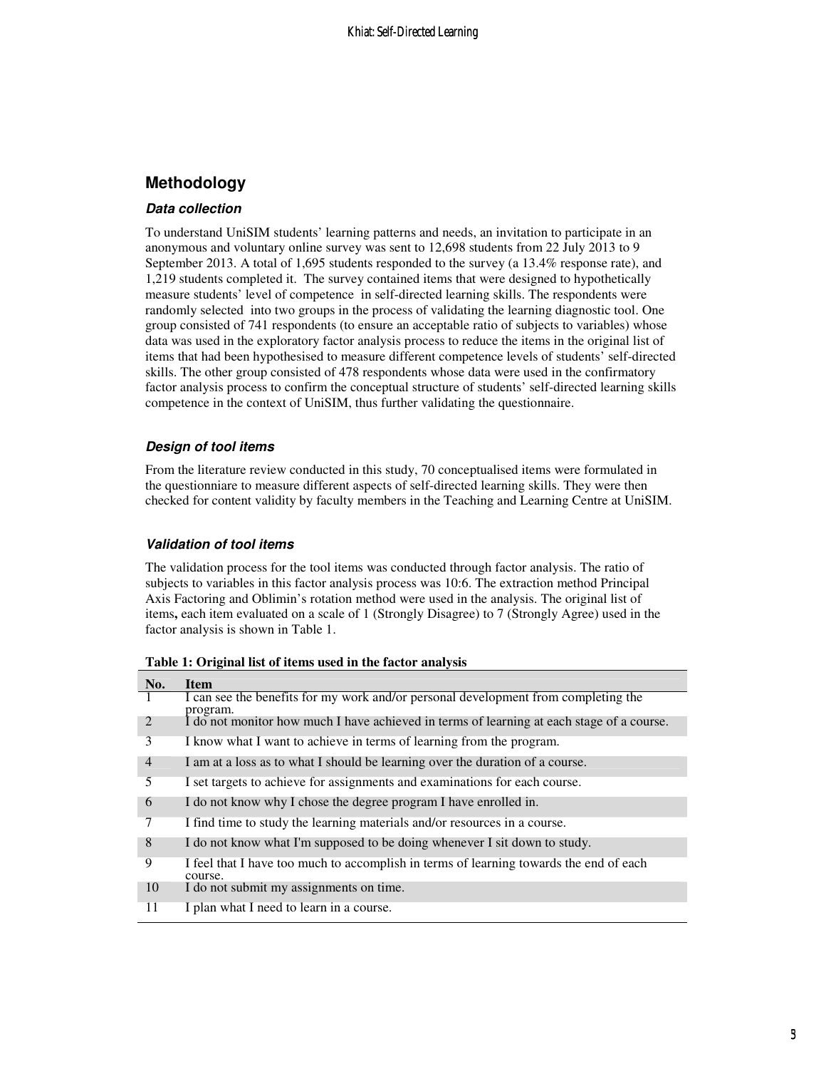## Methodology

### *Data collection*

To understand UniSIM students' learning patterns and needs, an invitation to participate in an anonymous and voluntary online survey was sent to 12,698 students from 22 July 2013 to 9 September 2013. A total of 1,695 students responded to the survey (a 13.4% response rate), and 1,219 students completed it. The survey contained items that were designed to hypothetically measure students' level of competence in self-directed learning skills. The respondents were randomly selected into two groups in the process of validating the learning diagnostic tool. One group consisted of 741 respondents (to ensure an acceptable ratio of subjects to variables) whose data was used in the exploratory factor analysis process to reduce the items in the original list of items that had been hypothesised to measure different competence levels of students' self-directed skills. The other group consisted of 478 respondents whose data were used in the confirmatory factor analysis process to confirm the conceptual structure of students' self-directed learning skills competence in the context of UniSIM, thus further validating the questionnaire.

### *Design of tool items*

From the literature review conducted in this study, 70 conceptualised items were formulated in the questionniare to measure different aspects of self-directed learning skills. They were then checked for content validity by faculty members in the Teaching and Learning Centre at UniSIM.

### *Validation of tool items*

The validation process for the tool items was conducted through factor analysis. The ratio of subjects to variables in this factor analysis process was 10:6. The extraction method Principal Axis Factoring and Oblimin's rotation method were used in the analysis. The original list of items**,** each item evaluated on a scale of 1 (Strongly Disagree) to 7 (Strongly Agree) used in the factor analysis is shown in Table 1.

**Table 1: Original list of items used in the factor analysis**

| No. | Item |
|---|---|
| 1 | I can see the benefits for my work and/or personal development from completing the program. |
| 2 | I do not monitor how much I have achieved in terms of learning at each stage of a course. |
| 3 | I know what I want to achieve in terms of learning from the program. |
| 4 | I am at a loss as to what I should be learning over the duration of a course. |
| 5 | I set targets to achieve for assignments and examinations for each course. |
| 6 | I do not know why I chose the degree program I have enrolled in. |
| 7 | I find time to study the learning materials and/or resources in a course. |
| 8 | I do not know what I'm supposed to be doing whenever I sit down to study. |
| 9 | I feel that I have too much to accomplish in terms of learning towards the end of each course. |
| 10 | I do not submit my assignments on time. |
| 11 | I plan what I need to learn in a course. |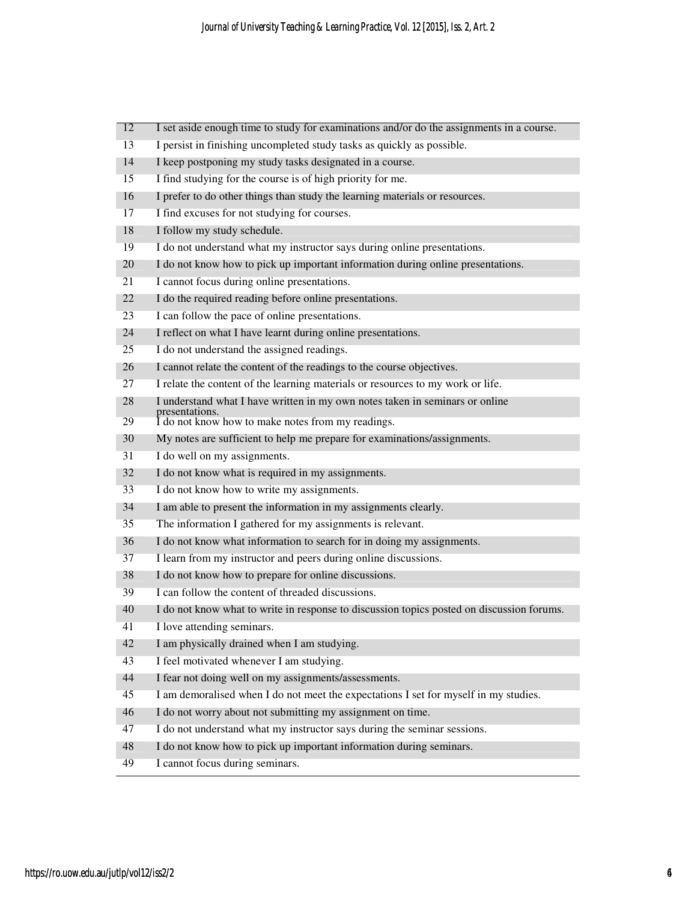| | |
|---|---|
| 12 | I set aside enough time to study for examinations and/or do the assignments in a course. |
| 13 | I persist in finishing uncompleted study tasks as quickly as possible. |
| 14 | I keep postponing my study tasks designated in a course. |
| 15 | I find studying for the course is of high priority for me. |
| 16 | I prefer to do other things than study the learning materials or resources. |
| 17 | I find excuses for not studying for courses. |
| 18 | I follow my study schedule. |
| 19 | I do not understand what my instructor says during online presentations. |
| 20 | I do not know how to pick up important information during online presentations. |
| 21 | I cannot focus during online presentations. |
| 22 | I do the required reading before online presentations. |
| 23 | I can follow the pace of online presentations. |
| 24 | I reflect on what I have learnt during online presentations. |
| 25 | I do not understand the assigned readings. |
| 26 | I cannot relate the content of the readings to the course objectives. |
| 27 | I relate the content of the learning materials or resources to my work or life. |
| 28 | I understand what I have written in my own notes taken in seminars or online presentations. |
| 29 | I do not know how to make notes from my readings. |
| 30 | My notes are sufficient to help me prepare for examinations/assignments. |
| 31 | I do well on my assignments. |
| 32 | I do not know what is required in my assignments. |
| 33 | I do not know how to write my assignments. |
| 34 | I am able to present the information in my assignments clearly. |
| 35 | The information I gathered for my assignments is relevant. |
| 36 | I do not know what information to search for in doing my assignments. |
| 37 | I learn from my instructor and peers during online discussions. |
| 38 | I do not know how to prepare for online discussions. |
| 39 | I can follow the content of threaded discussions. |
| 40 | I do not know what to write in response to discussion topics posted on discussion forums. |
| 41 | I love attending seminars. |
| 42 | I am physically drained when I am studying. |
| 43 | I feel motivated whenever I am studying. |
| 44 | I fear not doing well on my assignments/assessments. |
| 45 | I am demoralised when I do not meet the expectations I set for myself in my studies. |
| 46 | I do not worry about not submitting my assignment on time. |
| 47 | I do not understand what my instructor says during the seminar sessions. |
| 48 | I do not know how to pick up important information during seminars. |
| 49 | I cannot focus during seminars. |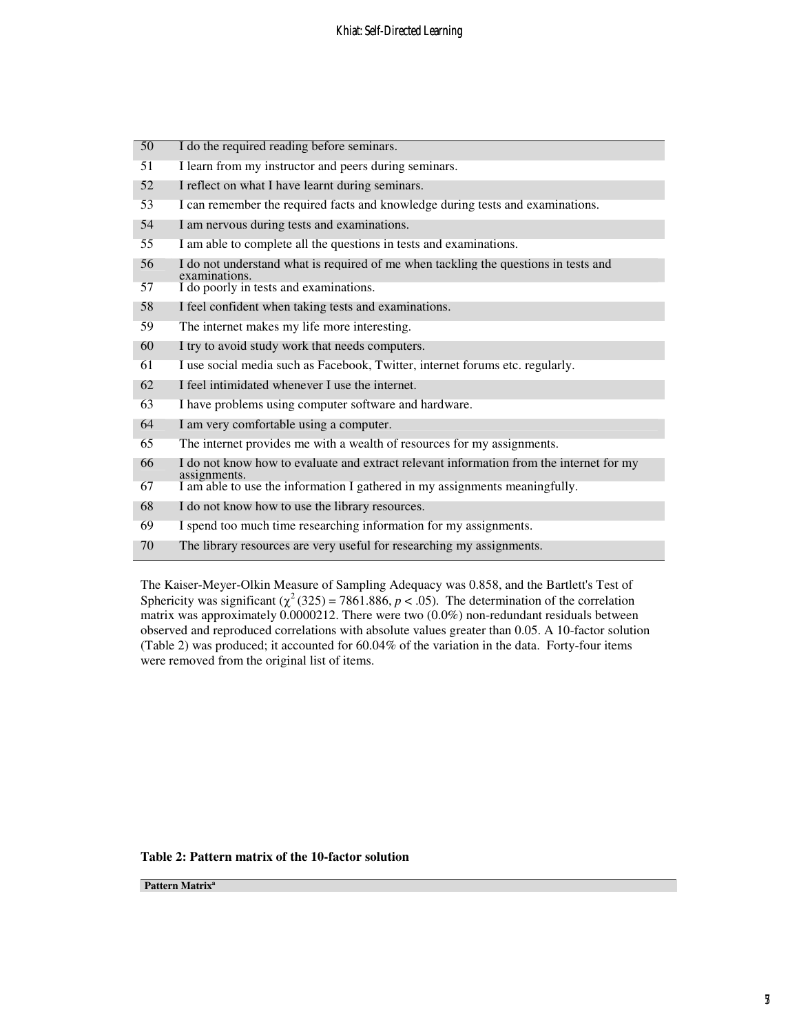| | |
|---|---|
| 50 | I do the required reading before seminars. |
| 51 | I learn from my instructor and peers during seminars. |
| 52 | I reflect on what I have learnt during seminars. |
| 53 | I can remember the required facts and knowledge during tests and examinations. |
| 54 | I am nervous during tests and examinations. |
| 55 | I am able to complete all the questions in tests and examinations. |
| 56 | I do not understand what is required of me when tackling the questions in tests and examinations. |
| 57 | I do poorly in tests and examinations. |
| 58 | I feel confident when taking tests and examinations. |
| 59 | The internet makes my life more interesting. |
| 60 | I try to avoid study work that needs computers. |
| 61 | I use social media such as Facebook, Twitter, internet forums etc. regularly. |
| 62 | I feel intimidated whenever I use the internet. |
| 63 | I have problems using computer software and hardware. |
| 64 | I am very comfortable using a computer. |
| 65 | The internet provides me with a wealth of resources for my assignments. |
| 66 | I do not know how to evaluate and extract relevant information from the internet for my assignments. |
| 67 | I am able to use the information I gathered in my assignments meaningfully. |
| 68 | I do not know how to use the library resources. |
| 69 | I spend too much time researching information for my assignments. |
| 70 | The library resources are very useful for researching my assignments. |

The Kaiser-Meyer-Olkin Measure of Sampling Adequacy was 0.858, and the Bartlett's Test of Sphericity was significant ($\chi^2(325) = 7861.886$, $p < .05$). The determination of the correlation matrix was approximately 0.0000212. There were two (0.0%) non-redundant residuals between observed and reproduced correlations with absolute values greater than 0.05. A 10-factor solution (Table 2) was produced; it accounted for 60.04% of the variation in the data. Forty-four items were removed from the original list of items.

**Table 2: Pattern matrix of the 10-factor solution**

**Pattern Matrix[a]**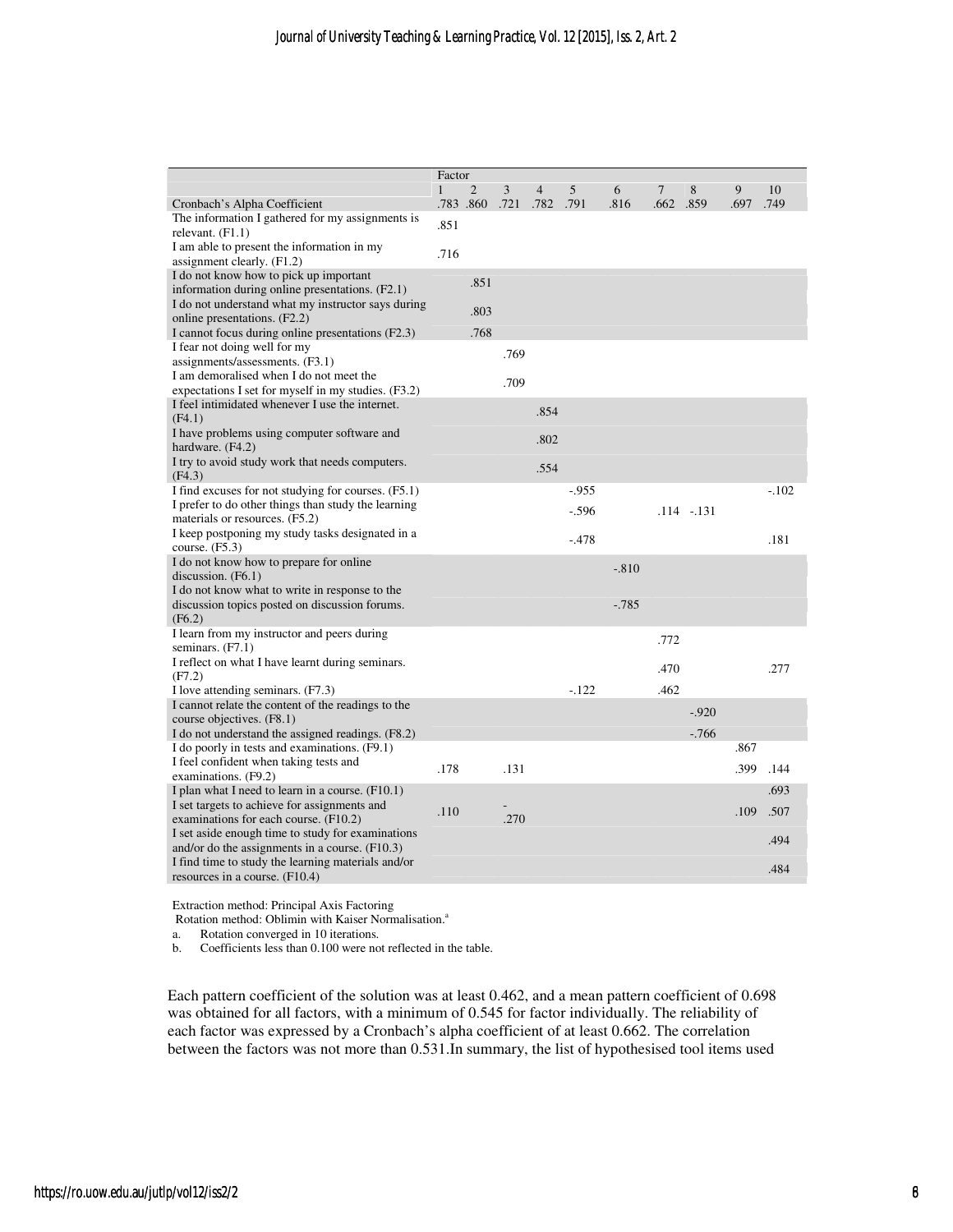| | Factor | | | | | | | | | |
|---|---|---|---|---|---|---|---|---|---|---|
| | 1 | 2 | 3 | 4 | 5 | 6 | 7 | 8 | 9 | 10 |
| Cronbach's Alpha Coefficient | .783 | .860 | .721 | .782 | .791 | .816 | .662 | .859 | .697 | .749 |
| The information I gathered for my assignments is relevant. (F1.1) | .851 | | | | | | | | | |
| I am able to present the information in my assignment clearly. (F1.2) | .716 | | | | | | | | | |
| I do not know how to pick up important information during online presentations. (F2.1) | | .851 | | | | | | | | |
| I do not understand what my instructor says during online presentations. (F2.2) | | .803 | | | | | | | | |
| I cannot focus during online presentations (F2.3) | | .768 | | | | | | | | |
| I fear not doing well for my assignments/assessments. (F3.1) | | | .769 | | | | | | | |
| I am demoralised when I do not meet the expectations I set for myself in my studies. (F3.2) | | | .709 | | | | | | | |
| I feel intimidated whenever I use the internet. (F4.1) | | | | .854 | | | | | | |
| I have problems using computer software and hardware. (F4.2) | | | | .802 | | | | | | |
| I try to avoid study work that needs computers. (F4.3) | | | | .554 | | | | | | |
| I find excuses for not studying for courses. (F5.1) | | | | | -.955 | | | | | -.102 |
| I prefer to do other things than study the learning materials or resources. (F5.2) | | | | | -.596 | | .114 | -.131 | | |
| I keep postponing my study tasks designated in a course. (F5.3) | | | | | -.478 | | | | | .181 |
| I do not know how to prepare for online discussion. (F6.1) | | | | | | -.810 | | | | |
| I do not know what to write in response to the discussion topics posted on discussion forums. (F6.2) | | | | | | -.785 | | | | |
| I learn from my instructor and peers during seminars. (F7.1) | | | | | | | .772 | | | |
| I reflect on what I have learnt during seminars. (F7.2) | | | | | | | .470 | | | .277 |
| I love attending seminars. (F7.3) | | | | | -.122 | | .462 | | | |
| I cannot relate the content of the readings to the course objectives. (F8.1) | | | | | | | | -.920 | | |
| I do not understand the assigned readings. (F8.2) | | | | | | | | -.766 | | |
| I do poorly in tests and examinations. (F9.1) | | | | | | | | | .867 | |
| I feel confident when taking tests and examinations. (F9.2) | .178 | | .131 | | | | | | .399 | .144 |
| I plan what I need to learn in a course. (F10.1) | | | | | | | | | | .693 |
| I set targets to achieve for assignments and examinations for each course. (F10.2) | .110 | | -.270 | | | | | | .109 | .507 |
| I set aside enough time to study for examinations and/or do the assignments in a course. (F10.3) | | | | | | | | | | .494 |
| I find time to study the learning materials and/or resources in a course. (F10.4) | | | | | | | | | | .484 |

Extraction method: Principal Axis Factoring
Rotation method: Oblimin with Kaiser Normalisation.[a]

a. Rotation converged in 10 iterations.
b. Coefficients less than 0.100 were not reflected in the table.

Each pattern coefficient of the solution was at least 0.462, and a mean pattern coefficient of 0.698 was obtained for all factors, with a minimum of 0.545 for factor individually. The reliability of each factor was expressed by a Cronbach's alpha coefficient of at least 0.662. The correlation between the factors was not more than 0.531.In summary, the list of hypothesised tool items used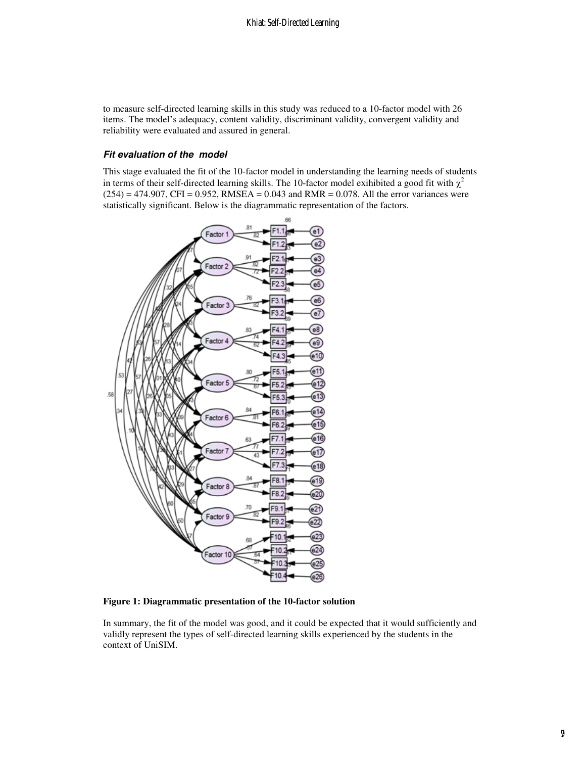to measure self-directed learning skills in this study was reduced to a 10-factor model with 26 items. The model's adequacy, content validity, discriminant validity, convergent validity and reliability were evaluated and assured in general.

### *Fit evaluation of the model*

This stage evaluated the fit of the 10-factor model in understanding the learning needs of students in terms of their self-directed learning skills. The 10-factor model exihibited a good fit with $\chi^2$ (254) = 474.907, CFI = 0.952, RMSEA = 0.043 and RMR = 0.078. All the error variances were statistically significant. Below is the diagrammatic representation of the factors.

Factor 1: F1.1 (.81), F1.2 (.82)
Factor 2: F2.1 (.91), F2.2 (.82), F2.3 (.72)
Factor 3: F3.1 (.76), F3.2 (.82)
Factor 4: F4.1 (.83), F4.2 (.74), F4.3 (.62)
Factor 5: F5.1 (.80), F5.2 (.72), F5.3 (.67)
Factor 6: F6.1 (.84), F6.2 (.81)
Factor 7: F7.1 (.63), F7.2 (.77), F7.3 (.43)
Factor 8: F8.1 (.84), F8.2 (.87)
Factor 9: F9.1 (.70), F9.2 (.82)
Factor 10: F10.1 (.68), F10.2 (.57), F10.3 (.64), F10.4 (.57)
e1 – e26

**Figure 1: Diagrammatic presentation of the 10-factor solution**

In summary, the fit of the model was good, and it could be expected that it would sufficiently and validly represent the types of self-directed learning skills experienced by the students in the context of UniSIM.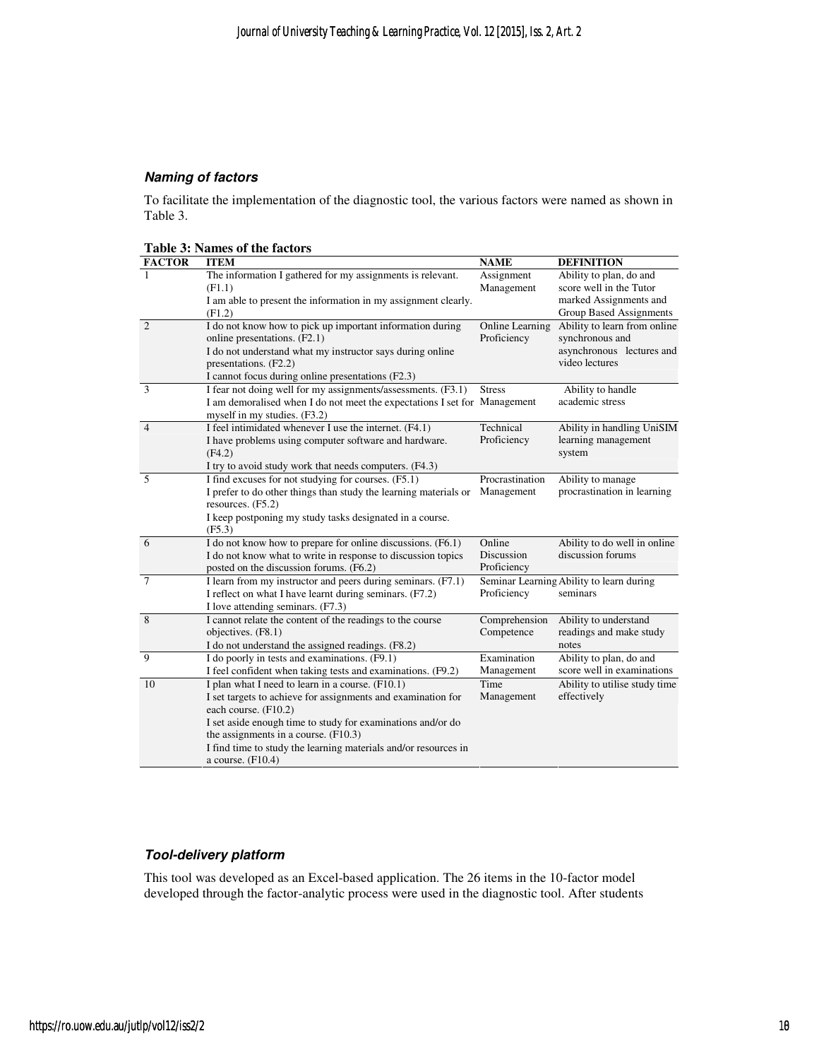### *Naming of factors*

To facilitate the implementation of the diagnostic tool, the various factors were named as shown in Table 3.

**Table 3: Names of the factors**

| FACTOR | ITEM | NAME | DEFINITION |
|---|---|---|---|
| 1 | The information I gathered for my assignments is relevant. (F1.1) I am able to present the information in my assignment clearly. (F1.2) | Assignment Management | Ability to plan, do and score well in the Tutor marked Assignments and Group Based Assignments |
| 2 | I do not know how to pick up important information during online presentations. (F2.1) I do not understand what my instructor says during online presentations. (F2.2) I cannot focus during online presentations (F2.3) | Online Learning Proficiency | Ability to learn from online synchronous and asynchronous lectures and video lectures |
| 3 | I fear not doing well for my assignments/assessments. (F3.1) I am demoralised when I do not meet the expectations I set for myself in my studies. (F3.2) | Stress Management | Ability to handle academic stress |
| 4 | I feel intimidated whenever I use the internet. (F4.1) I have problems using computer software and hardware. (F4.2) I try to avoid study work that needs computers. (F4.3) | Technical Proficiency | Ability in handling UniSIM learning management system |
| 5 | I find excuses for not studying for courses. (F5.1) I prefer to do other things than study the learning materials or resources. (F5.2) I keep postponing my study tasks designated in a course. (F5.3) | Procrastination Management | Ability to manage procrastination in learning |
| 6 | I do not know how to prepare for online discussions. (F6.1) I do not know what to write in response to discussion topics posted on the discussion forums. (F6.2) | Online Discussion Proficiency | Ability to do well in online discussion forums |
| 7 | I learn from my instructor and peers during seminars. (F7.1) I reflect on what I have learnt during seminars. (F7.2) I love attending seminars. (F7.3) | Seminar Learning Proficiency | Ability to learn during seminars |
| 8 | I cannot relate the content of the readings to the course objectives. (F8.1) I do not understand the assigned readings. (F8.2) | Comprehension Competence | Ability to understand readings and make study notes |
| 9 | I do poorly in tests and examinations. (F9.1) I feel confident when taking tests and examinations. (F9.2) | Examination Management | Ability to plan, do and score well in examinations |
| 10 | I plan what I need to learn in a course. (F10.1) I set targets to achieve for assignments and examination for each course. (F10.2) I set aside enough time to study for examinations and/or do the assignments in a course. (F10.3) I find time to study the learning materials and/or resources in a course. (F10.4) | Time Management | Ability to utilise study time effectively |

### *Tool-delivery platform*

This tool was developed as an Excel-based application. The 26 items in the 10-factor model developed through the factor-analytic process were used in the diagnostic tool. After students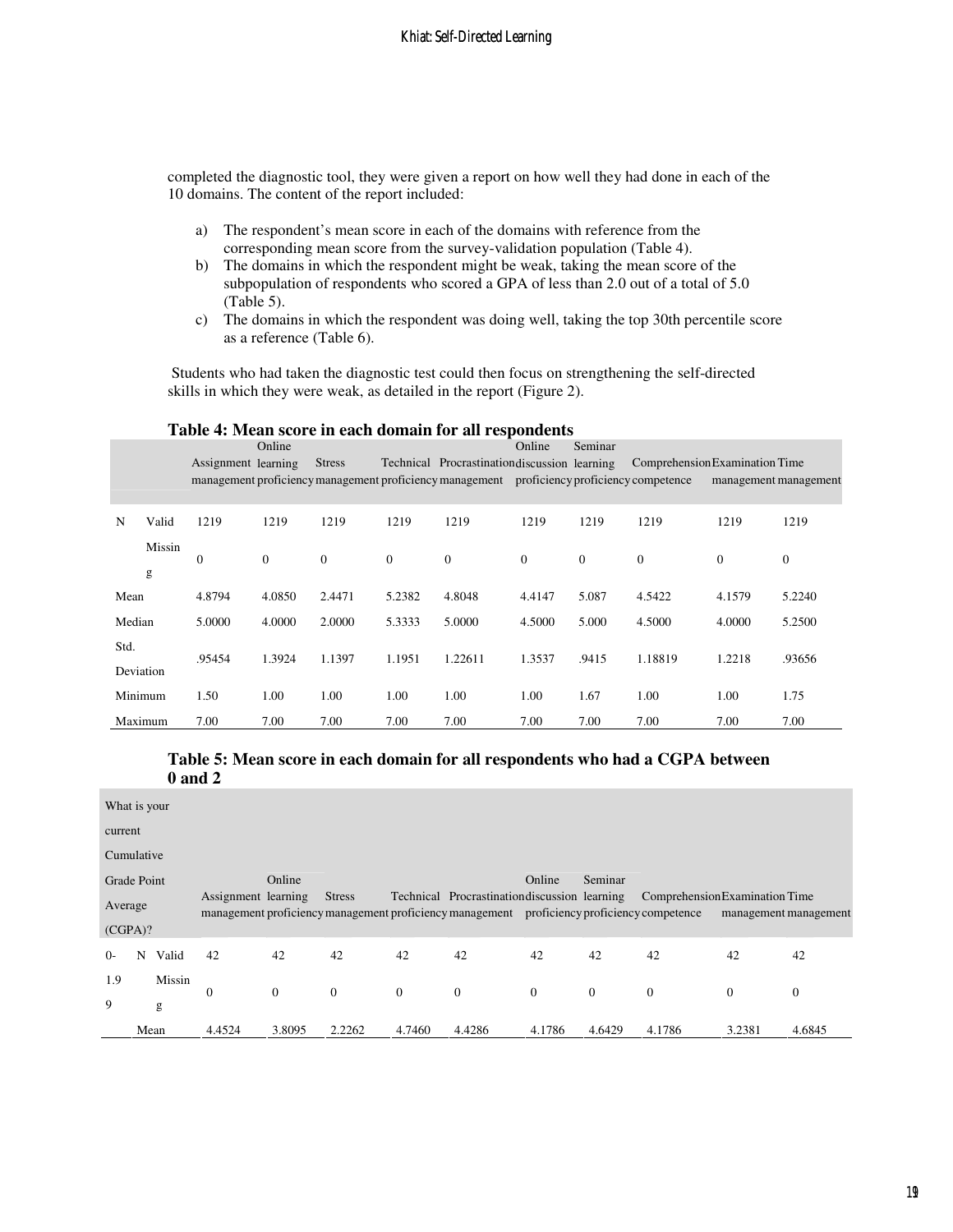completed the diagnostic tool, they were given a report on how well they had done in each of the 10 domains. The content of the report included:

a) The respondent's mean score in each of the domains with reference from the corresponding mean score from the survey-validation population (Table 4).
b) The domains in which the respondent might be weak, taking the mean score of the subpopulation of respondents who scored a GPA of less than 2.0 out of a total of 5.0 (Table 5).
c) The domains in which the respondent was doing well, taking the top 30th percentile score as a reference (Table 6).

Students who had taken the diagnostic test could then focus on strengthening the self-directed skills in which they were weak, as detailed in the report (Figure 2).

**Table 4: Mean score in each domain for all respondents**

| | | Assignment management | Online learning proficiency | Stress management | Technical proficiency | Procrastination management | Online discussion proficiency | Seminar learning proficiency | Comprehension competence | Examination management | Time management |
|---|---|---|---|---|---|---|---|---|---|---|---|
| N | Valid | 1219 | 1219 | 1219 | 1219 | 1219 | 1219 | 1219 | 1219 | 1219 | 1219 |
| | Missing | 0 | 0 | 0 | 0 | 0 | 0 | 0 | 0 | 0 | 0 |
| Mean | | 4.8794 | 4.0850 | 2.4471 | 5.2382 | 4.8048 | 4.4147 | 5.087 | 4.5422 | 4.1579 | 5.2240 |
| Median | | 5.0000 | 4.0000 | 2.0000 | 5.3333 | 5.0000 | 4.5000 | 5.000 | 4.5000 | 4.0000 | 5.2500 |
| Std. Deviation | | .95454 | 1.3924 | 1.1397 | 1.1951 | 1.22611 | 1.3537 | .9415 | 1.18819 | 1.2218 | .93656 |
| Minimum | | 1.50 | 1.00 | 1.00 | 1.00 | 1.00 | 1.00 | 1.67 | 1.00 | 1.00 | 1.75 |
| Maximum | | 7.00 | 7.00 | 7.00 | 7.00 | 7.00 | 7.00 | 7.00 | 7.00 | 7.00 | 7.00 |

**Table 5: Mean score in each domain for all respondents who had a CGPA between 0 and 2**

| What is your current Cumulative Grade Point Average (CGPA)? | | | Assignment management | Online learning proficiency | Stress management | Technical proficiency | Procrastination management | Online discussion proficiency | Seminar learning proficiency | Comprehension competence | Examination management | Time management |
|---|---|---|---|---|---|---|---|---|---|---|---|---|
| 0-1.99 | N | Valid | 42 | 42 | 42 | 42 | 42 | 42 | 42 | 42 | 42 | 42 |
| | | Missing | 0 | 0 | 0 | 0 | 0 | 0 | 0 | 0 | 0 | 0 |
| | Mean | | 4.4524 | 3.8095 | 2.2262 | 4.7460 | 4.4286 | 4.1786 | 4.6429 | 4.1786 | 3.2381 | 4.6845 |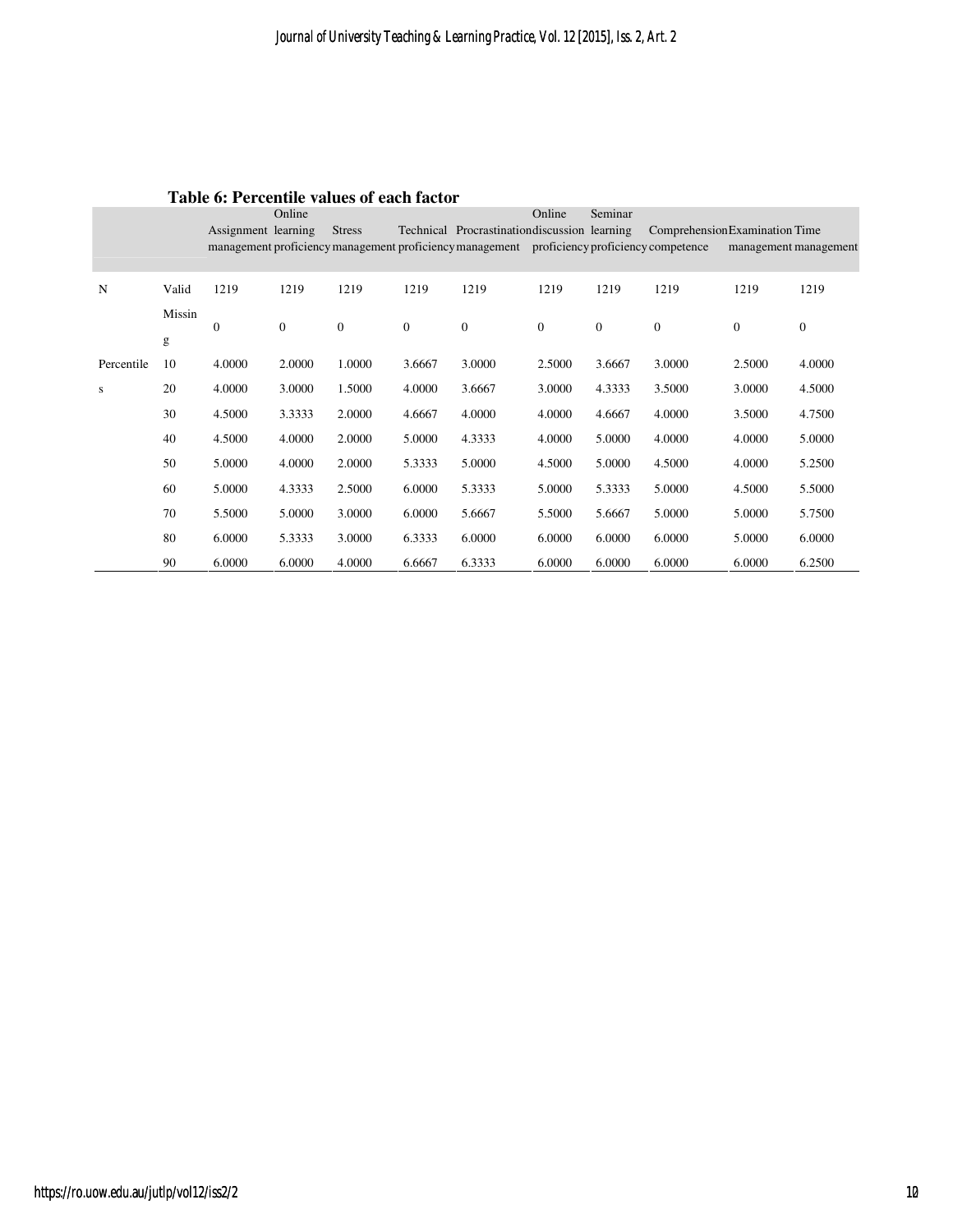**Table 6: Percentile values of each factor**

| | | Assignment management | Online learning proficiency | Stress management | Technical proficiency | Procrastination management | Online discussion proficiency | Seminar learning proficiency | Comprehension competence | Examination management | Time management |
|---|---|---|---|---|---|---|---|---|---|---|---|
| N | Valid | 1219 | 1219 | 1219 | 1219 | 1219 | 1219 | 1219 | 1219 | 1219 | 1219 |
| | Missing | 0 | 0 | 0 | 0 | 0 | 0 | 0 | 0 | 0 | 0 |
| Percentiles | 10 | 4.0000 | 2.0000 | 1.0000 | 3.6667 | 3.0000 | 2.5000 | 3.6667 | 3.0000 | 2.5000 | 4.0000 |
| | 20 | 4.0000 | 3.0000 | 1.5000 | 4.0000 | 3.6667 | 3.0000 | 4.3333 | 3.5000 | 3.0000 | 4.5000 |
| | 30 | 4.5000 | 3.3333 | 2.0000 | 4.6667 | 4.0000 | 4.0000 | 4.6667 | 4.0000 | 3.5000 | 4.7500 |
| | 40 | 4.5000 | 4.0000 | 2.0000 | 5.0000 | 4.3333 | 4.0000 | 5.0000 | 4.0000 | 4.0000 | 5.0000 |
| | 50 | 5.0000 | 4.0000 | 2.0000 | 5.3333 | 5.0000 | 4.5000 | 5.0000 | 4.5000 | 4.0000 | 5.2500 |
| | 60 | 5.0000 | 4.3333 | 2.5000 | 6.0000 | 5.3333 | 5.0000 | 5.3333 | 5.0000 | 4.5000 | 5.5000 |
| | 70 | 5.5000 | 5.0000 | 3.0000 | 6.0000 | 5.6667 | 5.5000 | 5.6667 | 5.0000 | 5.0000 | 5.7500 |
| | 80 | 6.0000 | 5.3333 | 3.0000 | 6.3333 | 6.0000 | 6.0000 | 6.0000 | 6.0000 | 5.0000 | 6.0000 |
| | 90 | 6.0000 | 6.0000 | 4.0000 | 6.6667 | 6.3333 | 6.0000 | 6.0000 | 6.0000 | 6.0000 | 6.2500 |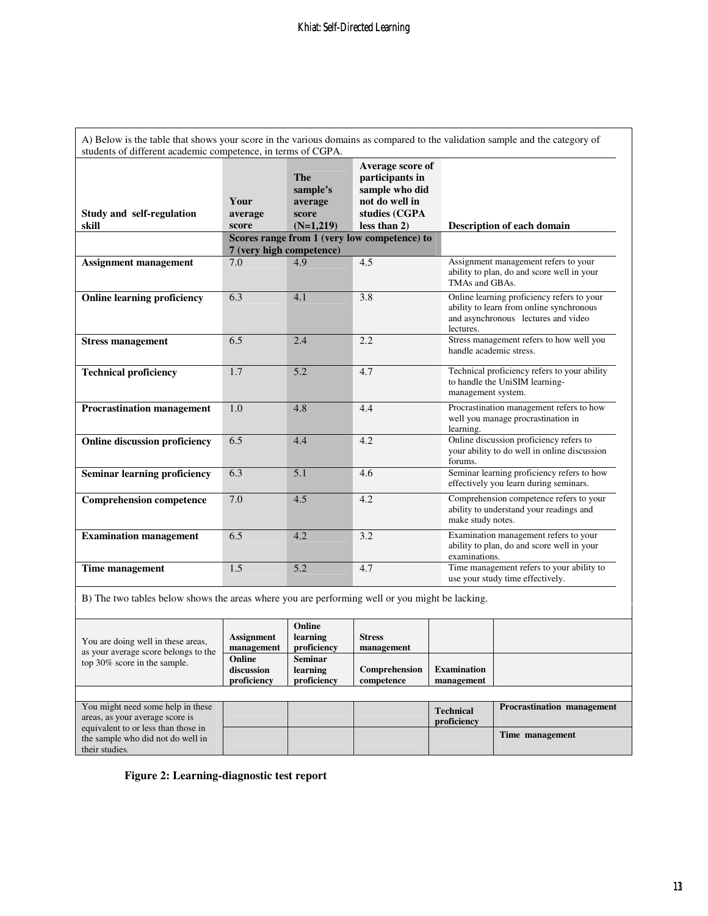A) Below is the table that shows your score in the various domains as compared to the validation sample and the category of students of different academic competence, in terms of CGPA.

| Study and self-regulation skill | Your average score | The sample's average score (N=1,219) | Average score of participants in sample who did not do well in studies (CGPA less than 2) | Description of each domain |
|---|---|---|---|---|
| | Scores range from 1 (very low competence) to 7 (very high competence) | | | |
| **Assignment management** | 7.0 | 4.9 | 4.5 | Assignment management refers to your ability to plan, do and score well in your TMAs and GBAs. |
| **Online learning proficiency** | 6.3 | 4.1 | 3.8 | Online learning proficiency refers to your ability to learn from online synchronous and asynchronous lectures and video lectures. |
| **Stress management** | 6.5 | 2.4 | 2.2 | Stress management refers to how well you handle academic stress. |
| **Technical proficiency** | 1.7 | 5.2 | 4.7 | Technical proficiency refers to your ability to handle the UniSIM learning-management system. |
| **Procrastination management** | 1.0 | 4.8 | 4.4 | Procrastination management refers to how well you manage procrastination in learning. |
| **Online discussion proficiency** | 6.5 | 4.4 | 4.2 | Online discussion proficiency refers to your ability to do well in online discussion forums. |
| **Seminar learning proficiency** | 6.3 | 5.1 | 4.6 | Seminar learning proficiency refers to how effectively you learn during seminars. |
| **Comprehension competence** | 7.0 | 4.5 | 4.2 | Comprehension competence refers to your ability to understand your readings and make study notes. |
| **Examination management** | 6.5 | 4.2 | 3.2 | Examination management refers to your ability to plan, do and score well in your examinations. |
| **Time management** | 1.5 | 5.2 | 4.7 | Time management refers to your ability to use your study time effectively. |

B) The two tables below shows the areas where you are performing well or you might be lacking.

| | | | | | |
|---|---|---|---|---|---|
| You are doing well in these areas, as your average score belongs to the top 30% score in the sample. | **Assignment management** | **Online learning proficiency** | **Stress management** | | |
| | **Online discussion proficiency** | **Seminar learning proficiency** | **Comprehension competence** | **Examination management** | |

| | | | | | |
|---|---|---|---|---|---|
| You might need some help in these areas, as your average score is equivalent to or less than those in the sample who did not do well in their studies. | | | | **Technical proficiency** | **Procrastination management** |
| | | | | | **Time management** |

**Figure 2: Learning-diagnostic test report**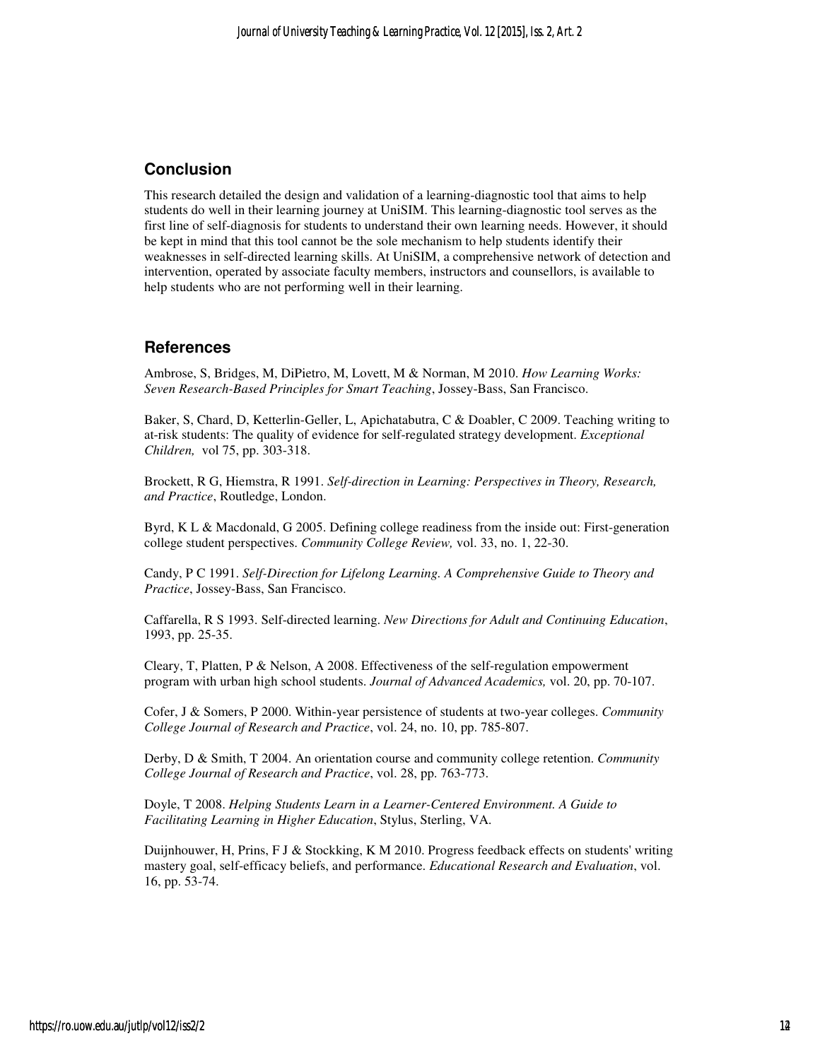## Conclusion

This research detailed the design and validation of a learning-diagnostic tool that aims to help students do well in their learning journey at UniSIM. This learning-diagnostic tool serves as the first line of self-diagnosis for students to understand their own learning needs. However, it should be kept in mind that this tool cannot be the sole mechanism to help students identify their weaknesses in self-directed learning skills. At UniSIM, a comprehensive network of detection and intervention, operated by associate faculty members, instructors and counsellors, is available to help students who are not performing well in their learning.

## References

Ambrose, S, Bridges, M, DiPietro, M, Lovett, M & Norman, M 2010. *How Learning Works: Seven Research-Based Principles for Smart Teaching*, Jossey-Bass, San Francisco.

Baker, S, Chard, D, Ketterlin-Geller, L, Apichatabutra, C & Doabler, C 2009. Teaching writing to at-risk students: The quality of evidence for self-regulated strategy development. *Exceptional Children,* vol 75, pp. 303-318.

Brockett, R G, Hiemstra, R 1991. *Self-direction in Learning: Perspectives in Theory, Research, and Practice*, Routledge, London.

Byrd, K L & Macdonald, G 2005. Defining college readiness from the inside out: First-generation college student perspectives. *Community College Review,* vol. 33, no. 1, 22-30.

Candy, P C 1991. *Self-Direction for Lifelong Learning. A Comprehensive Guide to Theory and Practice*, Jossey-Bass, San Francisco.

Caffarella, R S 1993. Self-directed learning. *New Directions for Adult and Continuing Education*, 1993, pp. 25-35.

Cleary, T, Platten, P & Nelson, A 2008. Effectiveness of the self-regulation empowerment program with urban high school students. *Journal of Advanced Academics,* vol. 20, pp. 70-107.

Cofer, J & Somers, P 2000. Within-year persistence of students at two-year colleges. *Community College Journal of Research and Practice*, vol. 24, no. 10, pp. 785-807.

Derby, D & Smith, T 2004. An orientation course and community college retention. *Community College Journal of Research and Practice*, vol. 28, pp. 763-773.

Doyle, T 2008. *Helping Students Learn in a Learner-Centered Environment. A Guide to Facilitating Learning in Higher Education*, Stylus, Sterling, VA.

Duijnhouwer, H, Prins, F J & Stockking, K M 2010. Progress feedback effects on students' writing mastery goal, self-efficacy beliefs, and performance. *Educational Research and Evaluation*, vol. 16, pp. 53-74.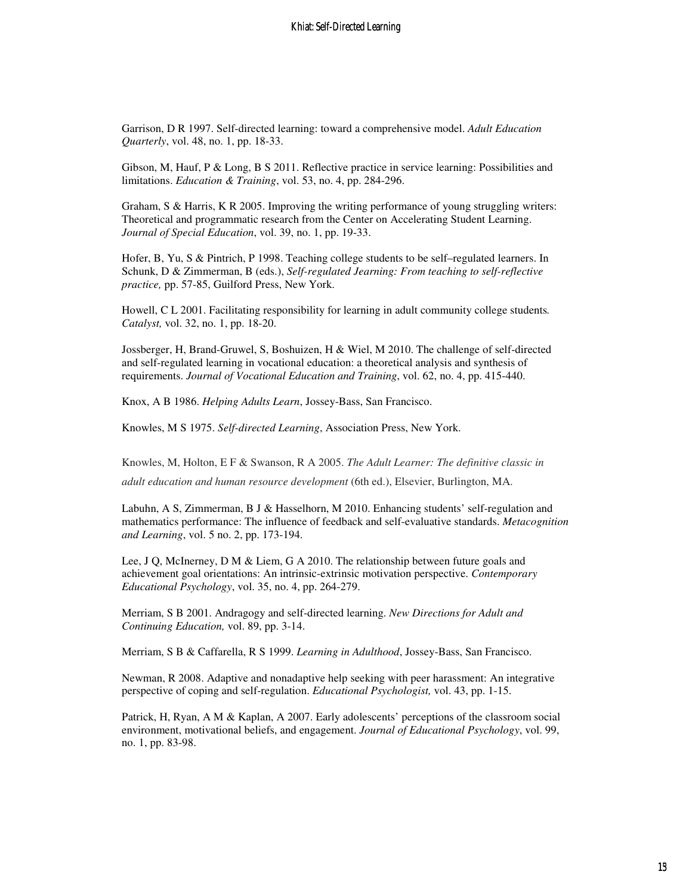Garrison, D R 1997. Self-directed learning: toward a comprehensive model. *Adult Education Quarterly*, vol. 48, no. 1, pp. 18-33.

Gibson, M, Hauf, P & Long, B S 2011. Reflective practice in service learning: Possibilities and limitations. *Education & Training*, vol. 53, no. 4, pp. 284-296.

Graham, S & Harris, K R 2005. Improving the writing performance of young struggling writers: Theoretical and programmatic research from the Center on Accelerating Student Learning. *Journal of Special Education*, vol. 39, no. 1, pp. 19-33.

Hofer, B, Yu, S & Pintrich, P 1998. Teaching college students to be self–regulated learners. In Schunk, D & Zimmerman, B (eds.), *Self-regulated Jearning: From teaching to self-reflective practice,* pp. 57-85, Guilford Press, New York.

Howell, C L 2001. Facilitating responsibility for learning in adult community college students*. Catalyst,* vol. 32, no. 1, pp. 18-20.

Jossberger, H, Brand-Gruwel, S, Boshuizen, H & Wiel, M 2010. The challenge of self-directed and self-regulated learning in vocational education: a theoretical analysis and synthesis of requirements. *Journal of Vocational Education and Training*, vol. 62, no. 4, pp. 415-440.

Knox, A B 1986. *Helping Adults Learn*, Jossey-Bass, San Francisco.

Knowles, M S 1975. *Self-directed Learning*, Association Press, New York.

Knowles, M, Holton, E F & Swanson, R A 2005. *The Adult Learner: The definitive classic in adult education and human resource development* (6th ed.), Elsevier, Burlington, MA.

Labuhn, A S, Zimmerman, B J & Hasselhorn, M 2010. Enhancing students' self-regulation and mathematics performance: The influence of feedback and self-evaluative standards. *Metacognition and Learning*, vol. 5 no. 2, pp. 173-194.

Lee, J Q, McInerney, D M & Liem, G A 2010. The relationship between future goals and achievement goal orientations: An intrinsic-extrinsic motivation perspective. *Contemporary Educational Psychology*, vol. 35, no. 4, pp. 264-279.

Merriam, S B 2001. Andragogy and self-directed learning. *New Directions for Adult and Continuing Education,* vol. 89, pp. 3-14.

Merriam, S B & Caffarella, R S 1999. *Learning in Adulthood*, Jossey-Bass, San Francisco.

Newman, R 2008. Adaptive and nonadaptive help seeking with peer harassment: An integrative perspective of coping and self-regulation. *Educational Psychologist,* vol. 43, pp. 1-15.

Patrick, H, Ryan, A M & Kaplan, A 2007. Early adolescents' perceptions of the classroom social environment, motivational beliefs, and engagement. *Journal of Educational Psychology*, vol. 99, no. 1, pp. 83-98.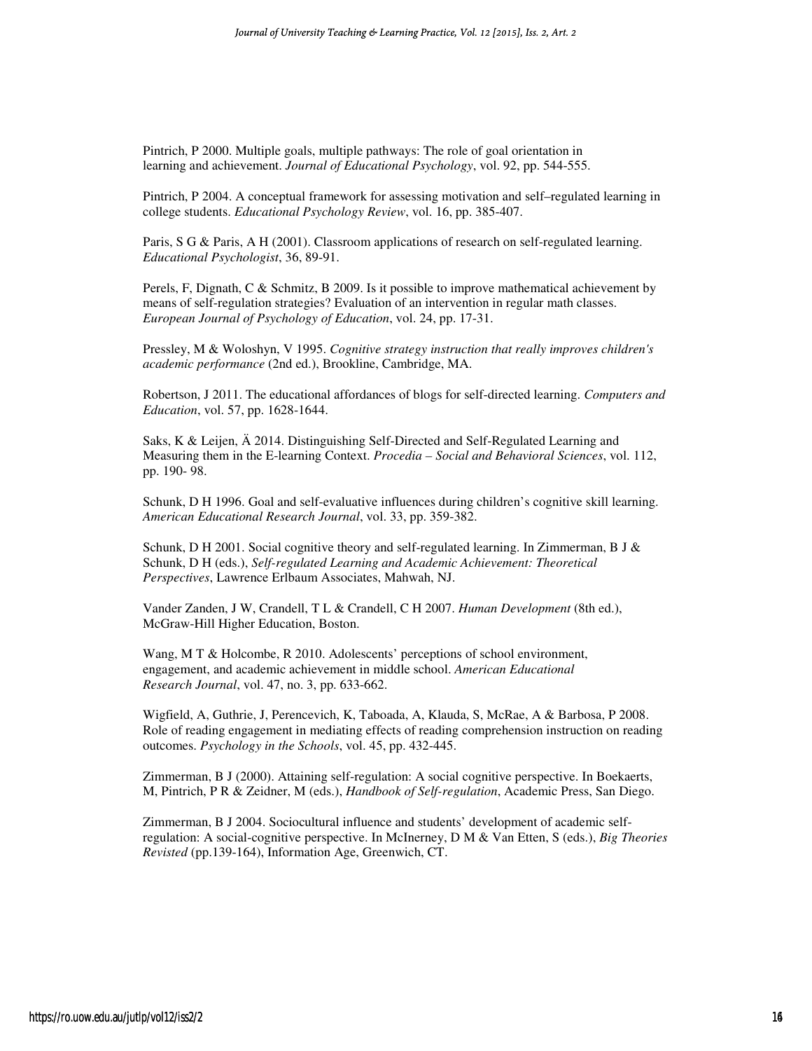Pintrich, P 2000. Multiple goals, multiple pathways: The role of goal orientation in learning and achievement. *Journal of Educational Psychology*, vol. 92, pp. 544-555.

Pintrich, P 2004. A conceptual framework for assessing motivation and self–regulated learning in college students. *Educational Psychology Review*, vol. 16, pp. 385-407.

Paris, S G & Paris, A H (2001). Classroom applications of research on self-regulated learning. *Educational Psychologist*, 36, 89-91.

Perels, F, Dignath, C & Schmitz, B 2009. Is it possible to improve mathematical achievement by means of self-regulation strategies? Evaluation of an intervention in regular math classes. *European Journal of Psychology of Education*, vol. 24, pp. 17-31.

Pressley, M & Woloshyn, V 1995. *Cognitive strategy instruction that really improves children's academic performance* (2nd ed.), Brookline, Cambridge, MA.

Robertson, J 2011. The educational affordances of blogs for self-directed learning. *Computers and Education*, vol. 57, pp. 1628-1644.

Saks, K & Leijen, Ä 2014. Distinguishing Self-Directed and Self-Regulated Learning and Measuring them in the E-learning Context. *Procedia – Social and Behavioral Sciences*, vol. 112, pp. 190- 98.

Schunk, D H 1996. Goal and self-evaluative influences during children's cognitive skill learning. *American Educational Research Journal*, vol. 33, pp. 359-382.

Schunk, D H 2001. Social cognitive theory and self-regulated learning. In Zimmerman, B J & Schunk, D H (eds.), *Self-regulated Learning and Academic Achievement: Theoretical Perspectives*, Lawrence Erlbaum Associates, Mahwah, NJ.

Vander Zanden, J W, Crandell, T L & Crandell, C H 2007. *Human Development* (8th ed.), McGraw-Hill Higher Education, Boston.

Wang, M T & Holcombe, R 2010. Adolescents' perceptions of school environment, engagement, and academic achievement in middle school. *American Educational Research Journal*, vol. 47, no. 3, pp. 633-662.

Wigfield, A, Guthrie, J, Perencevich, K, Taboada, A, Klauda, S, McRae, A & Barbosa, P 2008. Role of reading engagement in mediating effects of reading comprehension instruction on reading outcomes. *Psychology in the Schools*, vol. 45, pp. 432-445.

Zimmerman, B J (2000). Attaining self-regulation: A social cognitive perspective. In Boekaerts, M, Pintrich, P R & Zeidner, M (eds.), *Handbook of Self-regulation*, Academic Press, San Diego.

Zimmerman, B J 2004. Sociocultural influence and students' development of academic self-regulation: A social-cognitive perspective. In McInerney, D M & Van Etten, S (eds.), *Big Theories Revisted* (pp.139-164), Information Age, Greenwich, CT.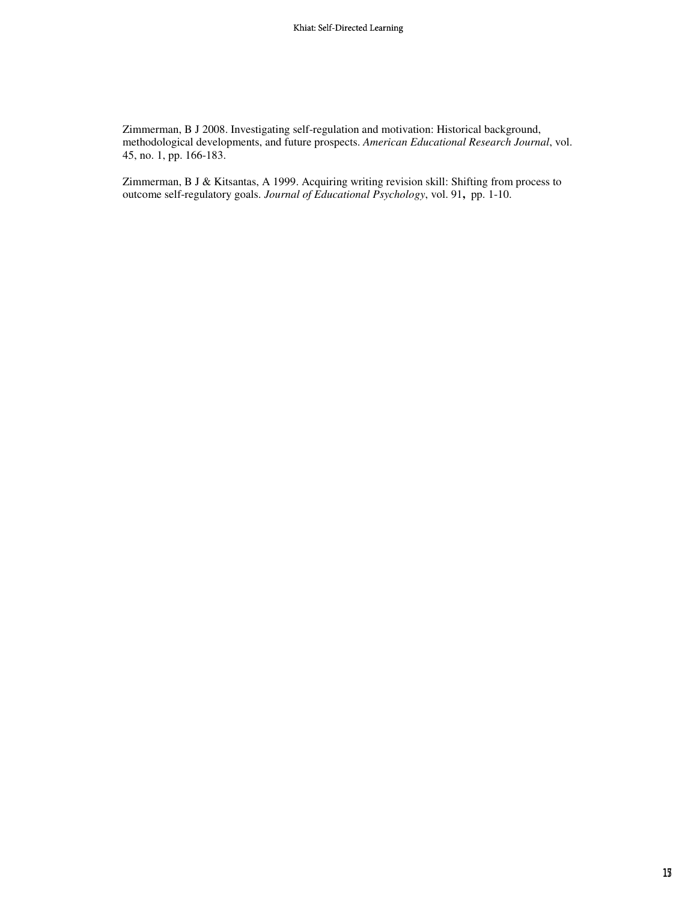Zimmerman, B J 2008. Investigating self-regulation and motivation: Historical background, methodological developments, and future prospects. *American Educational Research Journal*, vol. 45, no. 1, pp. 166-183.

Zimmerman, B J & Kitsantas, A 1999. Acquiring writing revision skill: Shifting from process to outcome self-regulatory goals. *Journal of Educational Psychology*, vol. 91, pp. 1-10.